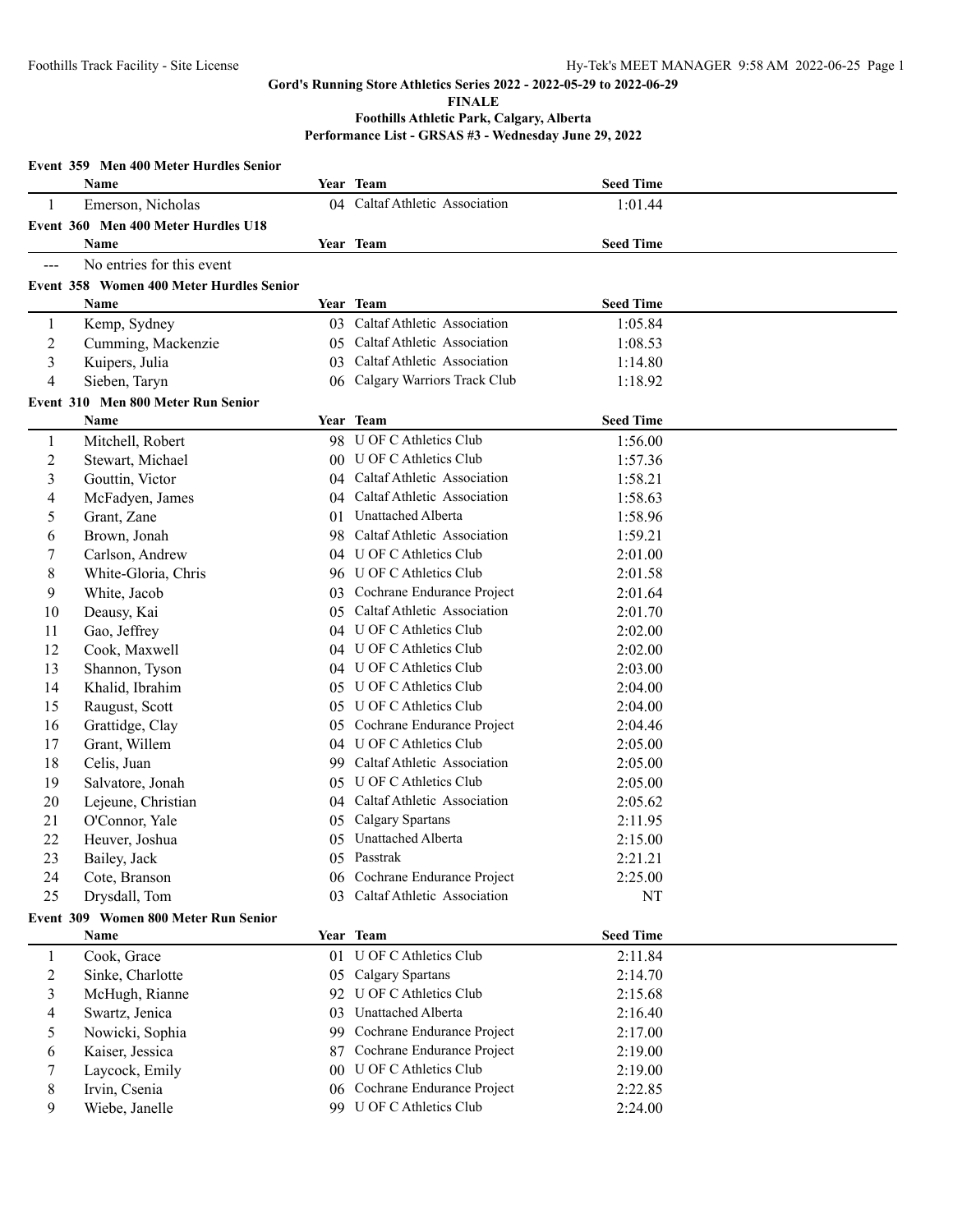**Gord's Running Store Athletics Series 2022 - 2022-05-29 to 2022-06-29**

**FINALE**

**Foothills Athletic Park, Calgary, Alberta**

**Performance List - GRSAS #3 - Wednesday June 29, 2022**

### Event 359 Men 400 Meter Hurdles Senior

| | Name | Year | Team | Seed Time |
|---|---|---|---|---|
| 1 | Emerson, Nicholas | 04 | Caltaf Athletic Association | 1:01.44 |

### Event 360 Men 400 Meter Hurdles U18

| | Name | Year | Team | Seed Time |
|---|---|---|---|---|
| --- | No entries for this event | | | |

### Event 358 Women 400 Meter Hurdles Senior

| | Name | Year | Team | Seed Time |
|---|---|---|---|---|
| 1 | Kemp, Sydney | 03 | Caltaf Athletic Association | 1:05.84 |
| 2 | Cumming, Mackenzie | 05 | Caltaf Athletic Association | 1:08.53 |
| 3 | Kuipers, Julia | 03 | Caltaf Athletic Association | 1:14.80 |
| 4 | Sieben, Taryn | 06 | Calgary Warriors Track Club | 1:18.92 |

### Event 310 Men 800 Meter Run Senior

| | Name | Year | Team | Seed Time |
|---|---|---|---|---|
| 1 | Mitchell, Robert | 98 | U OF C Athletics Club | 1:56.00 |
| 2 | Stewart, Michael | 00 | U OF C Athletics Club | 1:57.36 |
| 3 | Gouttin, Victor | 04 | Caltaf Athletic Association | 1:58.21 |
| 4 | McFadyen, James | 04 | Caltaf Athletic Association | 1:58.63 |
| 5 | Grant, Zane | 01 | Unattached Alberta | 1:58.96 |
| 6 | Brown, Jonah | 98 | Caltaf Athletic Association | 1:59.21 |
| 7 | Carlson, Andrew | 04 | U OF C Athletics Club | 2:01.00 |
| 8 | White-Gloria, Chris | 96 | U OF C Athletics Club | 2:01.58 |
| 9 | White, Jacob | 03 | Cochrane Endurance Project | 2:01.64 |
| 10 | Deausy, Kai | 05 | Caltaf Athletic Association | 2:01.70 |
| 11 | Gao, Jeffrey | 04 | U OF C Athletics Club | 2:02.00 |
| 12 | Cook, Maxwell | 04 | U OF C Athletics Club | 2:02.00 |
| 13 | Shannon, Tyson | 04 | U OF C Athletics Club | 2:03.00 |
| 14 | Khalid, Ibrahim | 05 | U OF C Athletics Club | 2:04.00 |
| 15 | Raugust, Scott | 05 | U OF C Athletics Club | 2:04.00 |
| 16 | Grattidge, Clay | 05 | Cochrane Endurance Project | 2:04.46 |
| 17 | Grant, Willem | 04 | U OF C Athletics Club | 2:05.00 |
| 18 | Celis, Juan | 99 | Caltaf Athletic Association | 2:05.00 |
| 19 | Salvatore, Jonah | 05 | U OF C Athletics Club | 2:05.00 |
| 20 | Lejeune, Christian | 04 | Caltaf Athletic Association | 2:05.62 |
| 21 | O'Connor, Yale | 05 | Calgary Spartans | 2:11.95 |
| 22 | Heuver, Joshua | 05 | Unattached Alberta | 2:15.00 |
| 23 | Bailey, Jack | 05 | Passtrak | 2:21.21 |
| 24 | Cote, Branson | 06 | Cochrane Endurance Project | 2:25.00 |
| 25 | Drysdall, Tom | 03 | Caltaf Athletic Association | NT |

### Event 309 Women 800 Meter Run Senior

| | Name | Year | Team | Seed Time |
|---|---|---|---|---|
| 1 | Cook, Grace | 01 | U OF C Athletics Club | 2:11.84 |
| 2 | Sinke, Charlotte | 05 | Calgary Spartans | 2:14.70 |
| 3 | McHugh, Rianne | 92 | U OF C Athletics Club | 2:15.68 |
| 4 | Swartz, Jenica | 03 | Unattached Alberta | 2:16.40 |
| 5 | Nowicki, Sophia | 99 | Cochrane Endurance Project | 2:17.00 |
| 6 | Kaiser, Jessica | 87 | Cochrane Endurance Project | 2:19.00 |
| 7 | Laycock, Emily | 00 | U OF C Athletics Club | 2:19.00 |
| 8 | Irvin, Csenia | 06 | Cochrane Endurance Project | 2:22.85 |
| 9 | Wiebe, Janelle | 99 | U OF C Athletics Club | 2:24.00 |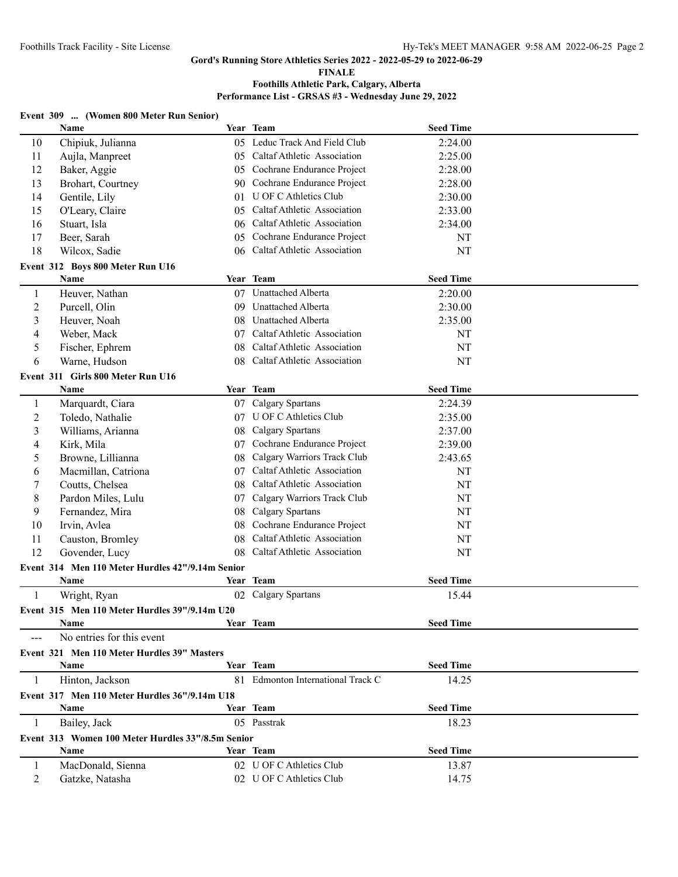Gord's Running Store Athletics Series 2022 - 2022-05-29 to 2022-06-29

**FINALE**

**Foothills Athletic Park, Calgary, Alberta**

**Performance List - GRSAS #3 - Wednesday June 29, 2022**

### Event 309 ... (Women 800 Meter Run Senior)

| | Name | Year | Team | Seed Time |
|---|---|---|---|---|
| 10 | Chipiuk, Julianna | 05 | Leduc Track And Field Club | 2:24.00 |
| 11 | Aujla, Manpreet | 05 | Caltaf Athletic Association | 2:25.00 |
| 12 | Baker, Aggie | 05 | Cochrane Endurance Project | 2:28.00 |
| 13 | Brohart, Courtney | 90 | Cochrane Endurance Project | 2:28.00 |
| 14 | Gentile, Lily | 01 | U OF C Athletics Club | 2:30.00 |
| 15 | O'Leary, Claire | 05 | Caltaf Athletic Association | 2:33.00 |
| 16 | Stuart, Isla | 06 | Caltaf Athletic Association | 2:34.00 |
| 17 | Beer, Sarah | 05 | Cochrane Endurance Project | NT |
| 18 | Wilcox, Sadie | 06 | Caltaf Athletic Association | NT |

### Event 312 Boys 800 Meter Run U16

| | Name | Year | Team | Seed Time |
|---|---|---|---|---|
| 1 | Heuver, Nathan | 07 | Unattached Alberta | 2:20.00 |
| 2 | Purcell, Olin | 09 | Unattached Alberta | 2:30.00 |
| 3 | Heuver, Noah | 08 | Unattached Alberta | 2:35.00 |
| 4 | Weber, Mack | 07 | Caltaf Athletic Association | NT |
| 5 | Fischer, Ephrem | 08 | Caltaf Athletic Association | NT |
| 6 | Warne, Hudson | 08 | Caltaf Athletic Association | NT |

### Event 311 Girls 800 Meter Run U16

| | Name | Year | Team | Seed Time |
|---|---|---|---|---|
| 1 | Marquardt, Ciara | 07 | Calgary Spartans | 2:24.39 |
| 2 | Toledo, Nathalie | 07 | U OF C Athletics Club | 2:35.00 |
| 3 | Williams, Arianna | 08 | Calgary Spartans | 2:37.00 |
| 4 | Kirk, Mila | 07 | Cochrane Endurance Project | 2:39.00 |
| 5 | Browne, Lillianna | 08 | Calgary Warriors Track Club | 2:43.65 |
| 6 | Macmillan, Catriona | 07 | Caltaf Athletic Association | NT |
| 7 | Coutts, Chelsea | 08 | Caltaf Athletic Association | NT |
| 8 | Pardon Miles, Lulu | 07 | Calgary Warriors Track Club | NT |
| 9 | Fernandez, Mira | 08 | Calgary Spartans | NT |
| 10 | Irvin, Avlea | 08 | Cochrane Endurance Project | NT |
| 11 | Causton, Bromley | 08 | Caltaf Athletic Association | NT |
| 12 | Govender, Lucy | 08 | Caltaf Athletic Association | NT |

### Event 314 Men 110 Meter Hurdles 42"/9.14m Senior

| | Name | Year | Team | Seed Time |
|---|---|---|---|---|
| 1 | Wright, Ryan | 02 | Calgary Spartans | 15.44 |

### Event 315 Men 110 Meter Hurdles 39"/9.14m U20

| | Name | Year | Team | Seed Time |
|---|---|---|---|---|
| --- | No entries for this event | | | |

### Event 321 Men 110 Meter Hurdles 39" Masters

| | Name | Year | Team | Seed Time |
|---|---|---|---|---|
| 1 | Hinton, Jackson | 81 | Edmonton International Track C | 14.25 |

### Event 317 Men 110 Meter Hurdles 36"/9.14m U18

| | Name | Year | Team | Seed Time |
|---|---|---|---|---|
| 1 | Bailey, Jack | 05 | Passtrak | 18.23 |

### Event 313 Women 100 Meter Hurdles 33"/8.5m Senior

| | Name | Year | Team | Seed Time |
|---|---|---|---|---|
| 1 | MacDonald, Sienna | 02 | U OF C Athletics Club | 13.87 |
| 2 | Gatzke, Natasha | 02 | U OF C Athletics Club | 14.75 |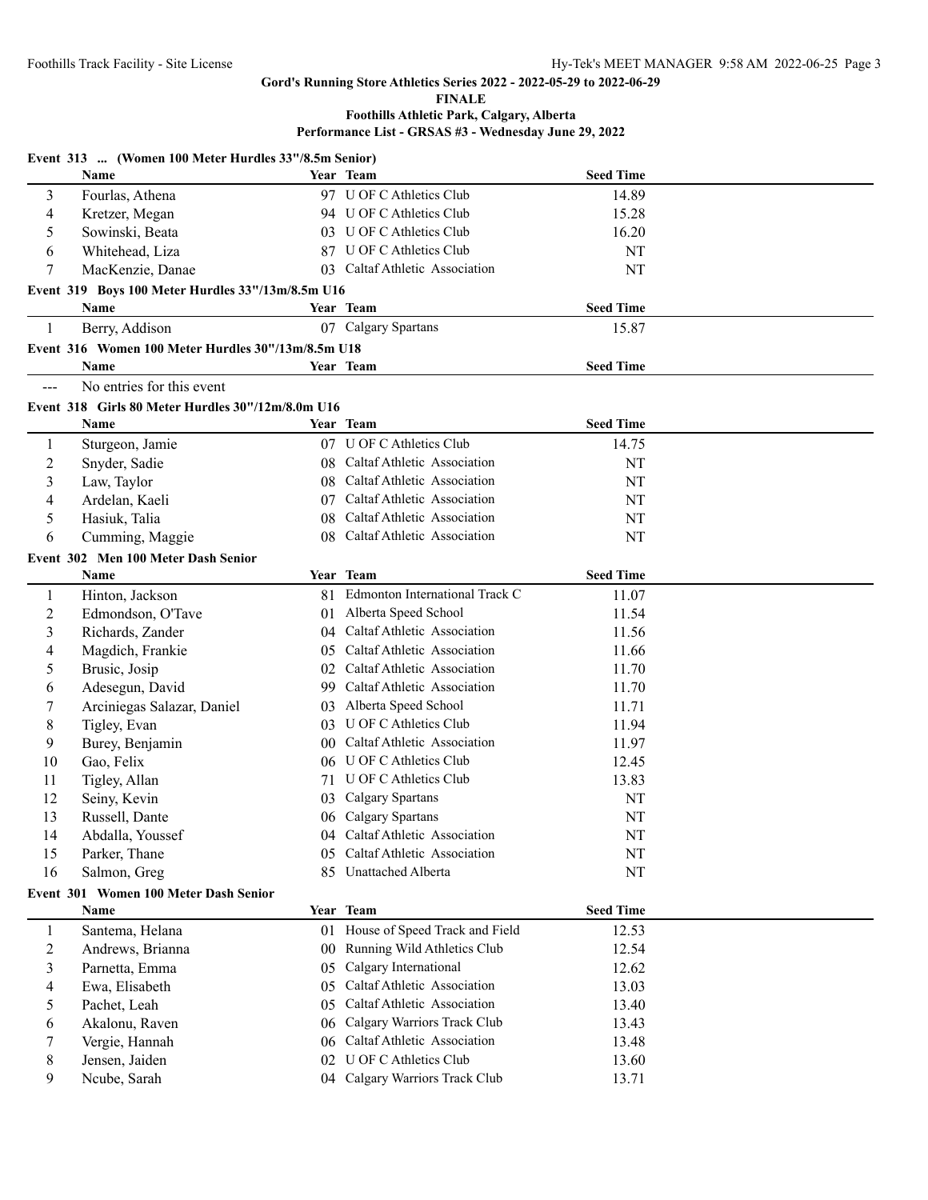Gord's Running Store Athletics Series 2022 - 2022-05-29 to 2022-06-29

**FINALE**

**Foothills Athletic Park, Calgary, Alberta**

**Performance List - GRSAS #3 - Wednesday June 29, 2022**

### Event 313 ... (Women 100 Meter Hurdles 33"/8.5m Senior)

| | Name | Year | Team | Seed Time |
|---|---|---|---|---|
| 3 | Fourlas, Athena | 97 | U OF C Athletics Club | 14.89 |
| 4 | Kretzer, Megan | 94 | U OF C Athletics Club | 15.28 |
| 5 | Sowinski, Beata | 03 | U OF C Athletics Club | 16.20 |
| 6 | Whitehead, Liza | 87 | U OF C Athletics Club | NT |
| 7 | MacKenzie, Danae | 03 | Caltaf Athletic Association | NT |

### Event 319 Boys 100 Meter Hurdles 33"/13m/8.5m U16

| | Name | Year | Team | Seed Time |
|---|---|---|---|---|
| 1 | Berry, Addison | 07 | Calgary Spartans | 15.87 |

### Event 316 Women 100 Meter Hurdles 30"/13m/8.5m U18

| | Name | Year | Team | Seed Time |
|---|---|---|---|---|
| --- | No entries for this event | | | |

### Event 318 Girls 80 Meter Hurdles 30"/12m/8.0m U16

| | Name | Year | Team | Seed Time |
|---|---|---|---|---|
| 1 | Sturgeon, Jamie | 07 | U OF C Athletics Club | 14.75 |
| 2 | Snyder, Sadie | 08 | Caltaf Athletic Association | NT |
| 3 | Law, Taylor | 08 | Caltaf Athletic Association | NT |
| 4 | Ardelan, Kaeli | 07 | Caltaf Athletic Association | NT |
| 5 | Hasiuk, Talia | 08 | Caltaf Athletic Association | NT |
| 6 | Cumming, Maggie | 08 | Caltaf Athletic Association | NT |

### Event 302 Men 100 Meter Dash Senior

| | Name | Year | Team | Seed Time |
|---|---|---|---|---|
| 1 | Hinton, Jackson | 81 | Edmonton International Track C | 11.07 |
| 2 | Edmondson, O'Tave | 01 | Alberta Speed School | 11.54 |
| 3 | Richards, Zander | 04 | Caltaf Athletic Association | 11.56 |
| 4 | Magdich, Frankie | 05 | Caltaf Athletic Association | 11.66 |
| 5 | Brusic, Josip | 02 | Caltaf Athletic Association | 11.70 |
| 6 | Adesegun, David | 99 | Caltaf Athletic Association | 11.70 |
| 7 | Arciniegas Salazar, Daniel | 03 | Alberta Speed School | 11.71 |
| 8 | Tigley, Evan | 03 | U OF C Athletics Club | 11.94 |
| 9 | Burey, Benjamin | 00 | Caltaf Athletic Association | 11.97 |
| 10 | Gao, Felix | 06 | U OF C Athletics Club | 12.45 |
| 11 | Tigley, Allan | 71 | U OF C Athletics Club | 13.83 |
| 12 | Seiny, Kevin | 03 | Calgary Spartans | NT |
| 13 | Russell, Dante | 06 | Calgary Spartans | NT |
| 14 | Abdalla, Youssef | 04 | Caltaf Athletic Association | NT |
| 15 | Parker, Thane | 05 | Caltaf Athletic Association | NT |
| 16 | Salmon, Greg | 85 | Unattached Alberta | NT |

### Event 301 Women 100 Meter Dash Senior

| | Name | Year | Team | Seed Time |
|---|---|---|---|---|
| 1 | Santema, Helana | 01 | House of Speed Track and Field | 12.53 |
| 2 | Andrews, Brianna | 00 | Running Wild Athletics Club | 12.54 |
| 3 | Parnetta, Emma | 05 | Calgary International | 12.62 |
| 4 | Ewa, Elisabeth | 05 | Caltaf Athletic Association | 13.03 |
| 5 | Pachet, Leah | 05 | Caltaf Athletic Association | 13.40 |
| 6 | Akalonu, Raven | 06 | Calgary Warriors Track Club | 13.43 |
| 7 | Vergie, Hannah | 06 | Caltaf Athletic Association | 13.48 |
| 8 | Jensen, Jaiden | 02 | U OF C Athletics Club | 13.60 |
| 9 | Ncube, Sarah | 04 | Calgary Warriors Track Club | 13.71 |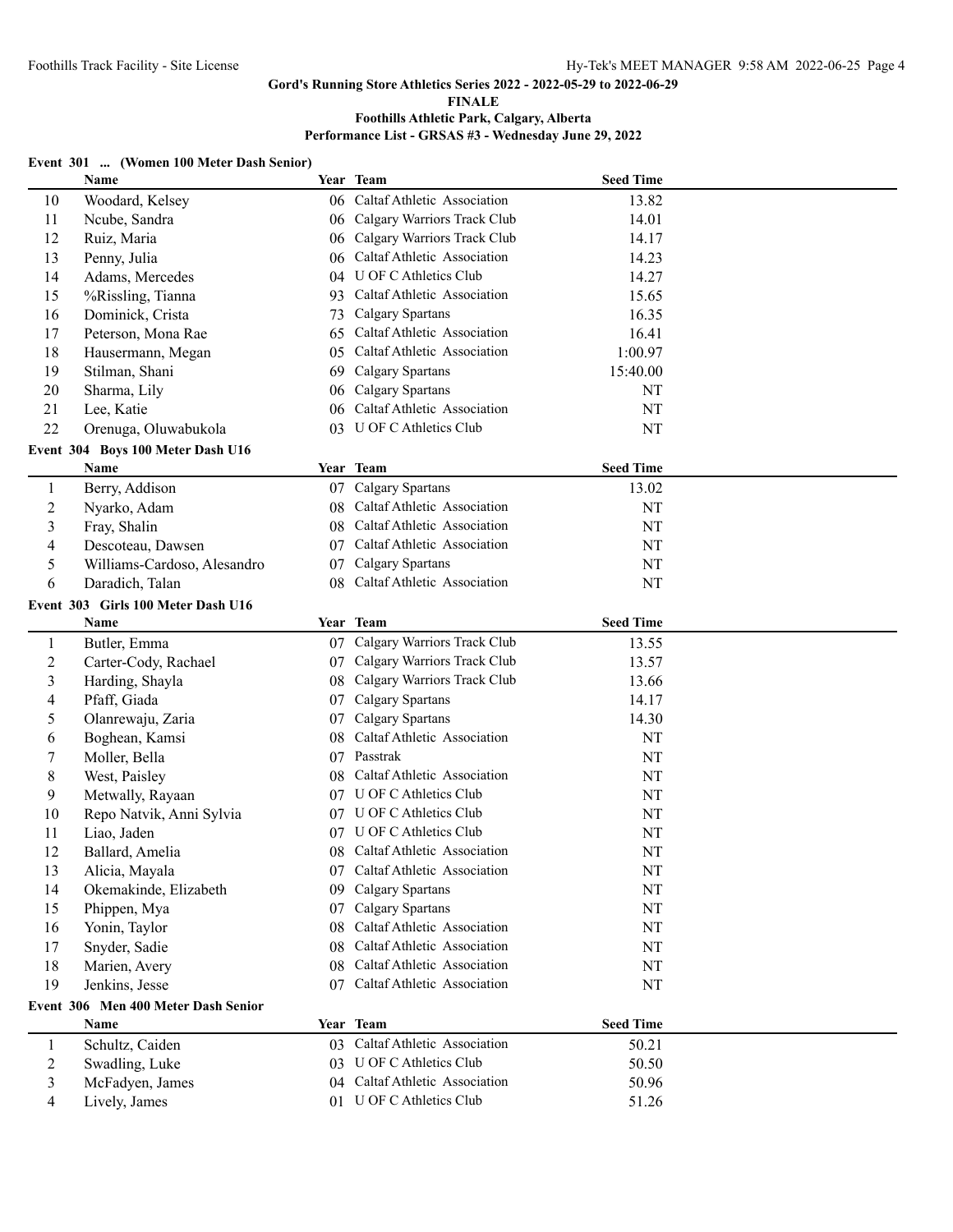Gord's Running Store Athletics Series 2022 - 2022-05-29 to 2022-06-29

**FINALE**

**Foothills Athletic Park, Calgary, Alberta**

**Performance List - GRSAS #3 - Wednesday June 29, 2022**

### Event 301 ... (Women 100 Meter Dash Senior)

| | Name | Year | Team | Seed Time |
|---|---|---|---|---|
| 10 | Woodard, Kelsey | 06 | Caltaf Athletic Association | 13.82 |
| 11 | Ncube, Sandra | 06 | Calgary Warriors Track Club | 14.01 |
| 12 | Ruiz, Maria | 06 | Calgary Warriors Track Club | 14.17 |
| 13 | Penny, Julia | 06 | Caltaf Athletic Association | 14.23 |
| 14 | Adams, Mercedes | 04 | U OF C Athletics Club | 14.27 |
| 15 | %Rissling, Tianna | 93 | Caltaf Athletic Association | 15.65 |
| 16 | Dominick, Crista | 73 | Calgary Spartans | 16.35 |
| 17 | Peterson, Mona Rae | 65 | Caltaf Athletic Association | 16.41 |
| 18 | Hausermann, Megan | 05 | Caltaf Athletic Association | 1:00.97 |
| 19 | Stilman, Shani | 69 | Calgary Spartans | 15:40.00 |
| 20 | Sharma, Lily | 06 | Calgary Spartans | NT |
| 21 | Lee, Katie | 06 | Caltaf Athletic Association | NT |
| 22 | Orenuga, Oluwabukola | 03 | U OF C Athletics Club | NT |

### Event 304 Boys 100 Meter Dash U16

| | Name | Year | Team | Seed Time |
|---|---|---|---|---|
| 1 | Berry, Addison | 07 | Calgary Spartans | 13.02 |
| 2 | Nyarko, Adam | 08 | Caltaf Athletic Association | NT |
| 3 | Fray, Shalin | 08 | Caltaf Athletic Association | NT |
| 4 | Descoteau, Dawsen | 07 | Caltaf Athletic Association | NT |
| 5 | Williams-Cardoso, Alesandro | 07 | Calgary Spartans | NT |
| 6 | Daradich, Talan | 08 | Caltaf Athletic Association | NT |

### Event 303 Girls 100 Meter Dash U16

| | Name | Year | Team | Seed Time |
|---|---|---|---|---|
| 1 | Butler, Emma | 07 | Calgary Warriors Track Club | 13.55 |
| 2 | Carter-Cody, Rachael | 07 | Calgary Warriors Track Club | 13.57 |
| 3 | Harding, Shayla | 08 | Calgary Warriors Track Club | 13.66 |
| 4 | Pfaff, Giada | 07 | Calgary Spartans | 14.17 |
| 5 | Olanrewaju, Zaria | 07 | Calgary Spartans | 14.30 |
| 6 | Boghean, Kamsi | 08 | Caltaf Athletic Association | NT |
| 7 | Moller, Bella | 07 | Passtrak | NT |
| 8 | West, Paisley | 08 | Caltaf Athletic Association | NT |
| 9 | Metwally, Rayaan | 07 | U OF C Athletics Club | NT |
| 10 | Repo Natvik, Anni Sylvia | 07 | U OF C Athletics Club | NT |
| 11 | Liao, Jaden | 07 | U OF C Athletics Club | NT |
| 12 | Ballard, Amelia | 08 | Caltaf Athletic Association | NT |
| 13 | Alicia, Mayala | 07 | Caltaf Athletic Association | NT |
| 14 | Okemakinde, Elizabeth | 09 | Calgary Spartans | NT |
| 15 | Phippen, Mya | 07 | Calgary Spartans | NT |
| 16 | Yonin, Taylor | 08 | Caltaf Athletic Association | NT |
| 17 | Snyder, Sadie | 08 | Caltaf Athletic Association | NT |
| 18 | Marien, Avery | 08 | Caltaf Athletic Association | NT |
| 19 | Jenkins, Jesse | 07 | Caltaf Athletic Association | NT |

### Event 306 Men 400 Meter Dash Senior

| | Name | Year | Team | Seed Time |
|---|---|---|---|---|
| 1 | Schultz, Caiden | 03 | Caltaf Athletic Association | 50.21 |
| 2 | Swadling, Luke | 03 | U OF C Athletics Club | 50.50 |
| 3 | McFadyen, James | 04 | Caltaf Athletic Association | 50.96 |
| 4 | Lively, James | 01 | U OF C Athletics Club | 51.26 |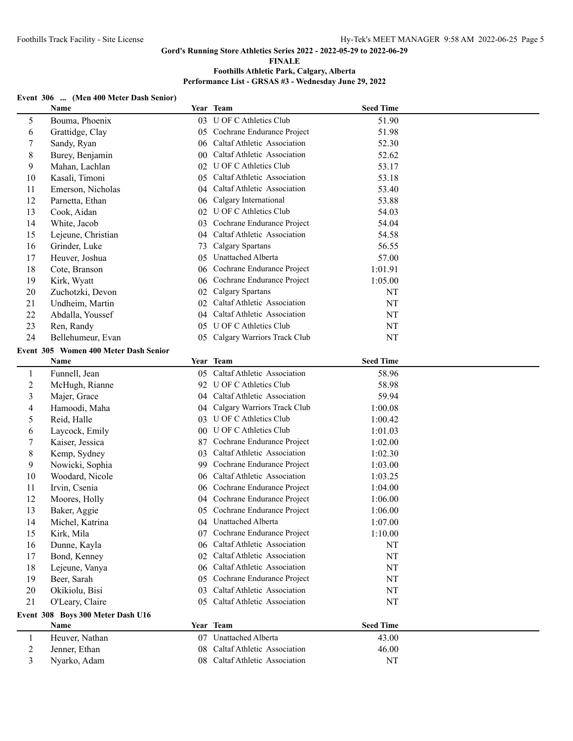### Event 306 ... (Men 400 Meter Dash Senior)

| | Name | Year | Team | Seed Time |
|---|---|---|---|---|
| 5 | Bouma, Phoenix | 03 | U OF C Athletics Club | 51.90 |
| 6 | Grattidge, Clay | 05 | Cochrane Endurance Project | 51.98 |
| 7 | Sandy, Ryan | 06 | Caltaf Athletic Association | 52.30 |
| 8 | Burey, Benjamin | 00 | Caltaf Athletic Association | 52.62 |
| 9 | Mahan, Lachlan | 02 | U OF C Athletics Club | 53.17 |
| 10 | Kasali, Timoni | 05 | Caltaf Athletic Association | 53.18 |
| 11 | Emerson, Nicholas | 04 | Caltaf Athletic Association | 53.40 |
| 12 | Parnetta, Ethan | 06 | Calgary International | 53.88 |
| 13 | Cook, Aidan | 02 | U OF C Athletics Club | 54.03 |
| 14 | White, Jacob | 03 | Cochrane Endurance Project | 54.04 |
| 15 | Lejeune, Christian | 04 | Caltaf Athletic Association | 54.58 |
| 16 | Grinder, Luke | 73 | Calgary Spartans | 56.55 |
| 17 | Heuver, Joshua | 05 | Unattached Alberta | 57.00 |
| 18 | Cote, Branson | 06 | Cochrane Endurance Project | 1:01.91 |
| 19 | Kirk, Wyatt | 06 | Cochrane Endurance Project | 1:05.00 |
| 20 | Zuchotzki, Devon | 02 | Calgary Spartans | NT |
| 21 | Undheim, Martin | 02 | Caltaf Athletic Association | NT |
| 22 | Abdalla, Youssef | 04 | Caltaf Athletic Association | NT |
| 23 | Ren, Randy | 05 | U OF C Athletics Club | NT |
| 24 | Bellehumeur, Evan | 05 | Calgary Warriors Track Club | NT |

### Event 305 Women 400 Meter Dash Senior

| | Name | Year | Team | Seed Time |
|---|---|---|---|---|
| 1 | Funnell, Jean | 05 | Caltaf Athletic Association | 58.96 |
| 2 | McHugh, Rianne | 92 | U OF C Athletics Club | 58.98 |
| 3 | Majer, Grace | 04 | Caltaf Athletic Association | 59.94 |
| 4 | Hamoodi, Maha | 04 | Calgary Warriors Track Club | 1:00.08 |
| 5 | Reid, Halle | 03 | U OF C Athletics Club | 1:00.42 |
| 6 | Laycock, Emily | 00 | U OF C Athletics Club | 1:01.03 |
| 7 | Kaiser, Jessica | 87 | Cochrane Endurance Project | 1:02.00 |
| 8 | Kemp, Sydney | 03 | Caltaf Athletic Association | 1:02.30 |
| 9 | Nowicki, Sophia | 99 | Cochrane Endurance Project | 1:03.00 |
| 10 | Woodard, Nicole | 06 | Caltaf Athletic Association | 1:03.25 |
| 11 | Irvin, Csenia | 06 | Cochrane Endurance Project | 1:04.00 |
| 12 | Moores, Holly | 04 | Cochrane Endurance Project | 1:06.00 |
| 13 | Baker, Aggie | 05 | Cochrane Endurance Project | 1:06.00 |
| 14 | Michel, Katrina | 04 | Unattached Alberta | 1:07.00 |
| 15 | Kirk, Mila | 07 | Cochrane Endurance Project | 1:10.00 |
| 16 | Dunne, Kayla | 06 | Caltaf Athletic Association | NT |
| 17 | Bond, Kenney | 02 | Caltaf Athletic Association | NT |
| 18 | Lejeune, Vanya | 06 | Caltaf Athletic Association | NT |
| 19 | Beer, Sarah | 05 | Cochrane Endurance Project | NT |
| 20 | Okikiolu, Bisi | 03 | Caltaf Athletic Association | NT |
| 21 | O'Leary, Claire | 05 | Caltaf Athletic Association | NT |

### Event 308 Boys 300 Meter Dash U16

| | Name | Year | Team | Seed Time |
|---|---|---|---|---|
| 1 | Heuver, Nathan | 07 | Unattached Alberta | 43.00 |
| 2 | Jenner, Ethan | 08 | Caltaf Athletic Association | 46.00 |
| 3 | Nyarko, Adam | 08 | Caltaf Athletic Association | NT |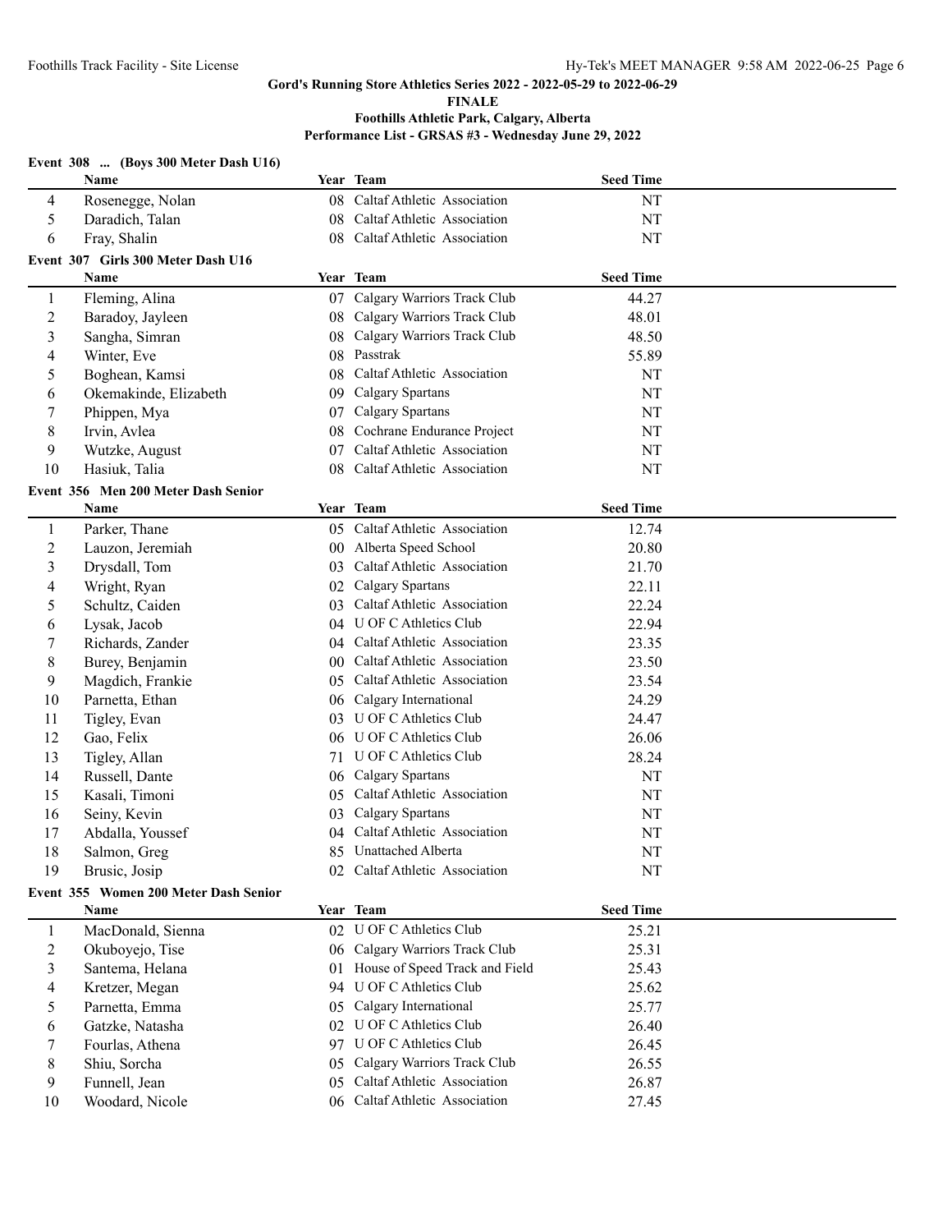Gord's Running Store Athletics Series 2022 - 2022-05-29 to 2022-06-29

FINALE

Foothills Athletic Park, Calgary, Alberta

Performance List - GRSAS #3 - Wednesday June 29, 2022

**Event 308 ... (Boys 300 Meter Dash U16)**

| | Name | Year | Team | Seed Time |
|---|---|---|---|---|
| 4 | Rosenegge, Nolan | 08 | Caltaf Athletic Association | NT |
| 5 | Daradich, Talan | 08 | Caltaf Athletic Association | NT |
| 6 | Fray, Shalin | 08 | Caltaf Athletic Association | NT |

**Event 307 Girls 300 Meter Dash U16**

| | Name | Year | Team | Seed Time |
|---|---|---|---|---|
| 1 | Fleming, Alina | 07 | Calgary Warriors Track Club | 44.27 |
| 2 | Baradoy, Jayleen | 08 | Calgary Warriors Track Club | 48.01 |
| 3 | Sangha, Simran | 08 | Calgary Warriors Track Club | 48.50 |
| 4 | Winter, Eve | 08 | Passtrak | 55.89 |
| 5 | Boghean, Kamsi | 08 | Caltaf Athletic Association | NT |
| 6 | Okemakinde, Elizabeth | 09 | Calgary Spartans | NT |
| 7 | Phippen, Mya | 07 | Calgary Spartans | NT |
| 8 | Irvin, Avlea | 08 | Cochrane Endurance Project | NT |
| 9 | Wutzke, August | 07 | Caltaf Athletic Association | NT |
| 10 | Hasiuk, Talia | 08 | Caltaf Athletic Association | NT |

**Event 356 Men 200 Meter Dash Senior**

| | Name | Year | Team | Seed Time |
|---|---|---|---|---|
| 1 | Parker, Thane | 05 | Caltaf Athletic Association | 12.74 |
| 2 | Lauzon, Jeremiah | 00 | Alberta Speed School | 20.80 |
| 3 | Drysdall, Tom | 03 | Caltaf Athletic Association | 21.70 |
| 4 | Wright, Ryan | 02 | Calgary Spartans | 22.11 |
| 5 | Schultz, Caiden | 03 | Caltaf Athletic Association | 22.24 |
| 6 | Lysak, Jacob | 04 | U OF C Athletics Club | 22.94 |
| 7 | Richards, Zander | 04 | Caltaf Athletic Association | 23.35 |
| 8 | Burey, Benjamin | 00 | Caltaf Athletic Association | 23.50 |
| 9 | Magdich, Frankie | 05 | Caltaf Athletic Association | 23.54 |
| 10 | Parnetta, Ethan | 06 | Calgary International | 24.29 |
| 11 | Tigley, Evan | 03 | U OF C Athletics Club | 24.47 |
| 12 | Gao, Felix | 06 | U OF C Athletics Club | 26.06 |
| 13 | Tigley, Allan | 71 | U OF C Athletics Club | 28.24 |
| 14 | Russell, Dante | 06 | Calgary Spartans | NT |
| 15 | Kasali, Timoni | 05 | Caltaf Athletic Association | NT |
| 16 | Seiny, Kevin | 03 | Calgary Spartans | NT |
| 17 | Abdalla, Youssef | 04 | Caltaf Athletic Association | NT |
| 18 | Salmon, Greg | 85 | Unattached Alberta | NT |
| 19 | Brusic, Josip | 02 | Caltaf Athletic Association | NT |

**Event 355 Women 200 Meter Dash Senior**

| | Name | Year | Team | Seed Time |
|---|---|---|---|---|
| 1 | MacDonald, Sienna | 02 | U OF C Athletics Club | 25.21 |
| 2 | Okuboyejo, Tise | 06 | Calgary Warriors Track Club | 25.31 |
| 3 | Santema, Helana | 01 | House of Speed Track and Field | 25.43 |
| 4 | Kretzer, Megan | 94 | U OF C Athletics Club | 25.62 |
| 5 | Parnetta, Emma | 05 | Calgary International | 25.77 |
| 6 | Gatzke, Natasha | 02 | U OF C Athletics Club | 26.40 |
| 7 | Fourlas, Athena | 97 | U OF C Athletics Club | 26.45 |
| 8 | Shiu, Sorcha | 05 | Calgary Warriors Track Club | 26.55 |
| 9 | Funnell, Jean | 05 | Caltaf Athletic Association | 26.87 |
| 10 | Woodard, Nicole | 06 | Caltaf Athletic Association | 27.45 |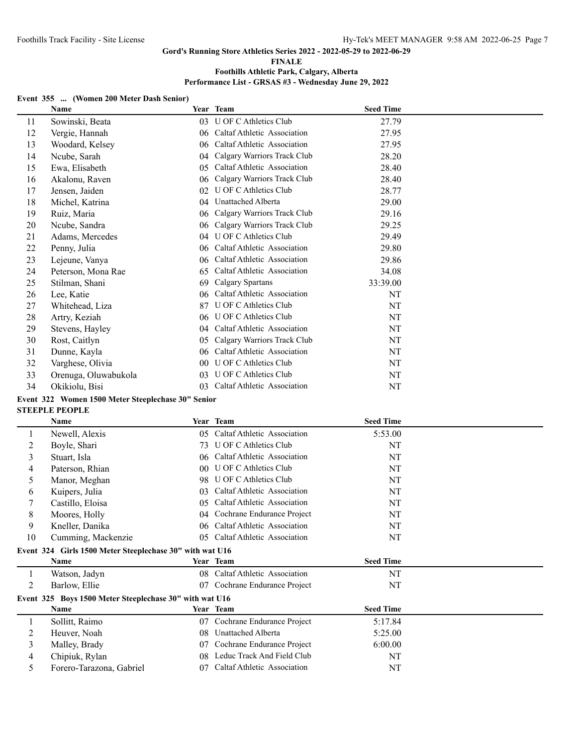Gord's Running Store Athletics Series 2022 - 2022-05-29 to 2022-06-29

**FINALE**

**Foothills Athletic Park, Calgary, Alberta**

**Performance List - GRSAS #3 - Wednesday June 29, 2022**

### Event 355 ... (Women 200 Meter Dash Senior)

| | Name | Year | Team | Seed Time |
|---|---|---|---|---|
| 11 | Sowinski, Beata | 03 | U OF C Athletics Club | 27.79 |
| 12 | Vergie, Hannah | 06 | Caltaf Athletic Association | 27.95 |
| 13 | Woodard, Kelsey | 06 | Caltaf Athletic Association | 27.95 |
| 14 | Ncube, Sarah | 04 | Calgary Warriors Track Club | 28.20 |
| 15 | Ewa, Elisabeth | 05 | Caltaf Athletic Association | 28.40 |
| 16 | Akalonu, Raven | 06 | Calgary Warriors Track Club | 28.40 |
| 17 | Jensen, Jaiden | 02 | U OF C Athletics Club | 28.77 |
| 18 | Michel, Katrina | 04 | Unattached Alberta | 29.00 |
| 19 | Ruiz, Maria | 06 | Calgary Warriors Track Club | 29.16 |
| 20 | Ncube, Sandra | 06 | Calgary Warriors Track Club | 29.25 |
| 21 | Adams, Mercedes | 04 | U OF C Athletics Club | 29.49 |
| 22 | Penny, Julia | 06 | Caltaf Athletic Association | 29.80 |
| 23 | Lejeune, Vanya | 06 | Caltaf Athletic Association | 29.86 |
| 24 | Peterson, Mona Rae | 65 | Caltaf Athletic Association | 34.08 |
| 25 | Stilman, Shani | 69 | Calgary Spartans | 33:39.00 |
| 26 | Lee, Katie | 06 | Caltaf Athletic Association | NT |
| 27 | Whitehead, Liza | 87 | U OF C Athletics Club | NT |
| 28 | Artry, Keziah | 06 | U OF C Athletics Club | NT |
| 29 | Stevens, Hayley | 04 | Caltaf Athletic Association | NT |
| 30 | Rost, Caitlyn | 05 | Calgary Warriors Track Club | NT |
| 31 | Dunne, Kayla | 06 | Caltaf Athletic Association | NT |
| 32 | Varghese, Olivia | 00 | U OF C Athletics Club | NT |
| 33 | Orenuga, Oluwabukola | 03 | U OF C Athletics Club | NT |
| 34 | Okikiolu, Bisi | 03 | Caltaf Athletic Association | NT |

### Event 322 Women 1500 Meter Steeplechase 30" Senior

**STEEPLE PEOPLE**

| | Name | Year | Team | Seed Time |
|---|---|---|---|---|
| 1 | Newell, Alexis | 05 | Caltaf Athletic Association | 5:53.00 |
| 2 | Boyle, Shari | 73 | U OF C Athletics Club | NT |
| 3 | Stuart, Isla | 06 | Caltaf Athletic Association | NT |
| 4 | Paterson, Rhian | 00 | U OF C Athletics Club | NT |
| 5 | Manor, Meghan | 98 | U OF C Athletics Club | NT |
| 6 | Kuipers, Julia | 03 | Caltaf Athletic Association | NT |
| 7 | Castillo, Eloisa | 05 | Caltaf Athletic Association | NT |
| 8 | Moores, Holly | 04 | Cochrane Endurance Project | NT |
| 9 | Kneller, Danika | 06 | Caltaf Athletic Association | NT |
| 10 | Cumming, Mackenzie | 05 | Caltaf Athletic Association | NT |

### Event 324 Girls 1500 Meter Steeplechase 30" with wat U16

| | Name | Year | Team | Seed Time |
|---|---|---|---|---|
| 1 | Watson, Jadyn | 08 | Caltaf Athletic Association | NT |
| 2 | Barlow, Ellie | 07 | Cochrane Endurance Project | NT |

### Event 325 Boys 1500 Meter Steeplechase 30" with wat U16

| | Name | Year | Team | Seed Time |
|---|---|---|---|---|
| 1 | Sollitt, Raimo | 07 | Cochrane Endurance Project | 5:17.84 |
| 2 | Heuver, Noah | 08 | Unattached Alberta | 5:25.00 |
| 3 | Malley, Brady | 07 | Cochrane Endurance Project | 6:00.00 |
| 4 | Chipiuk, Rylan | 08 | Leduc Track And Field Club | NT |
| 5 | Forero-Tarazona, Gabriel | 07 | Caltaf Athletic Association | NT |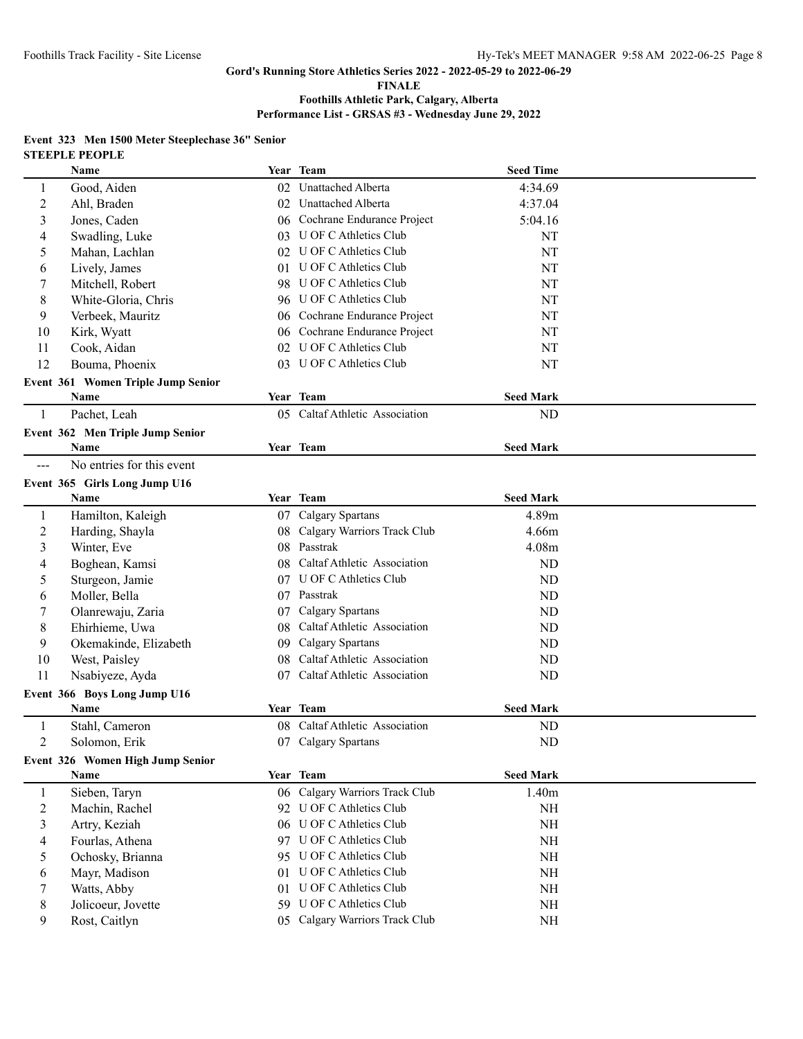# Gord's Running Store Athletics Series 2022 - 2022-05-29 to 2022-06-29

**FINALE**

**Foothills Athletic Park, Calgary, Alberta**

**Performance List - GRSAS #3 - Wednesday June 29, 2022**

### Event 323 Men 1500 Meter Steeplechase 36" Senior

**STEEPLE PEOPLE**

| | Name | Year | Team | Seed Time |
|---|---|---|---|---|
| 1 | Good, Aiden | 02 | Unattached Alberta | 4:34.69 |
| 2 | Ahl, Braden | 02 | Unattached Alberta | 4:37.04 |
| 3 | Jones, Caden | 06 | Cochrane Endurance Project | 5:04.16 |
| 4 | Swadling, Luke | 03 | U OF C Athletics Club | NT |
| 5 | Mahan, Lachlan | 02 | U OF C Athletics Club | NT |
| 6 | Lively, James | 01 | U OF C Athletics Club | NT |
| 7 | Mitchell, Robert | 98 | U OF C Athletics Club | NT |
| 8 | White-Gloria, Chris | 96 | U OF C Athletics Club | NT |
| 9 | Verbeek, Mauritz | 06 | Cochrane Endurance Project | NT |
| 10 | Kirk, Wyatt | 06 | Cochrane Endurance Project | NT |
| 11 | Cook, Aidan | 02 | U OF C Athletics Club | NT |
| 12 | Bouma, Phoenix | 03 | U OF C Athletics Club | NT |

### Event 361 Women Triple Jump Senior

| | Name | Year | Team | Seed Mark |
|---|---|---|---|---|
| 1 | Pachet, Leah | 05 | Caltaf Athletic Association | ND |

### Event 362 Men Triple Jump Senior

| | Name | Year | Team | Seed Mark |
|---|---|---|---|---|
| --- | No entries for this event | | | |

### Event 365 Girls Long Jump U16

| | Name | Year | Team | Seed Mark |
|---|---|---|---|---|
| 1 | Hamilton, Kaleigh | 07 | Calgary Spartans | 4.89m |
| 2 | Harding, Shayla | 08 | Calgary Warriors Track Club | 4.66m |
| 3 | Winter, Eve | 08 | Passtrak | 4.08m |
| 4 | Boghean, Kamsi | 08 | Caltaf Athletic Association | ND |
| 5 | Sturgeon, Jamie | 07 | U OF C Athletics Club | ND |
| 6 | Moller, Bella | 07 | Passtrak | ND |
| 7 | Olanrewaju, Zaria | 07 | Calgary Spartans | ND |
| 8 | Ehirhieme, Uwa | 08 | Caltaf Athletic Association | ND |
| 9 | Okemakinde, Elizabeth | 09 | Calgary Spartans | ND |
| 10 | West, Paisley | 08 | Caltaf Athletic Association | ND |
| 11 | Nsabiyeze, Ayda | 07 | Caltaf Athletic Association | ND |

### Event 366 Boys Long Jump U16

| | Name | Year | Team | Seed Mark |
|---|---|---|---|---|
| 1 | Stahl, Cameron | 08 | Caltaf Athletic Association | ND |
| 2 | Solomon, Erik | 07 | Calgary Spartans | ND |

### Event 326 Women High Jump Senior

| | Name | Year | Team | Seed Mark |
|---|---|---|---|---|
| 1 | Sieben, Taryn | 06 | Calgary Warriors Track Club | 1.40m |
| 2 | Machin, Rachel | 92 | U OF C Athletics Club | NH |
| 3 | Artry, Keziah | 06 | U OF C Athletics Club | NH |
| 4 | Fourlas, Athena | 97 | U OF C Athletics Club | NH |
| 5 | Ochosky, Brianna | 95 | U OF C Athletics Club | NH |
| 6 | Mayr, Madison | 01 | U OF C Athletics Club | NH |
| 7 | Watts, Abby | 01 | U OF C Athletics Club | NH |
| 8 | Jolicoeur, Jovette | 59 | U OF C Athletics Club | NH |
| 9 | Rost, Caitlyn | 05 | Calgary Warriors Track Club | NH |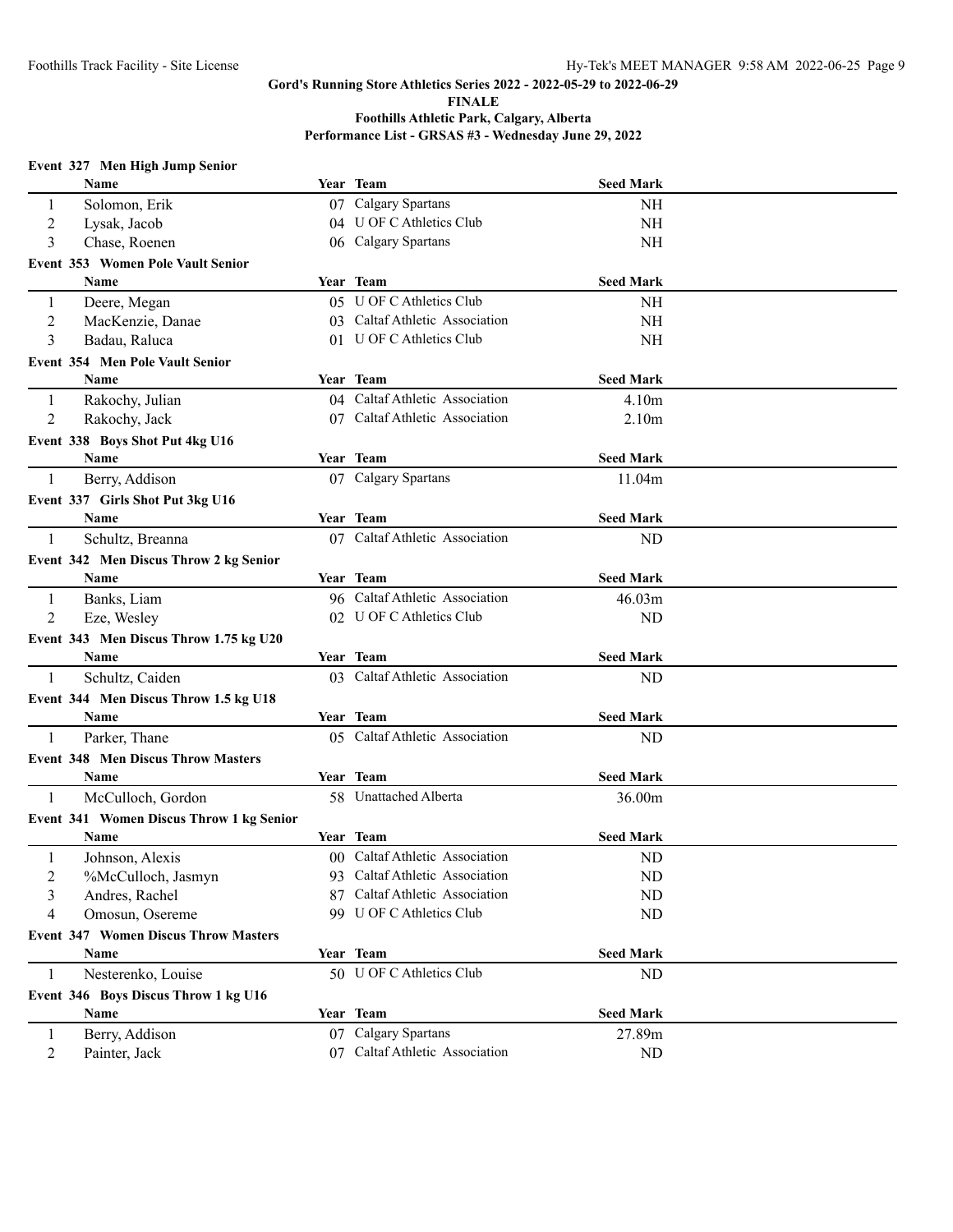## Gord's Running Store Athletics Series 2022 - 2022-05-29 to 2022-06-29

**FINALE**

**Foothills Athletic Park, Calgary, Alberta**

**Performance List - GRSAS #3 - Wednesday June 29, 2022**

### Event 327 Men High Jump Senior

| | Name | Year | Team | Seed Mark |
|---|---|---|---|---|
| 1 | Solomon, Erik | 07 | Calgary Spartans | NH |
| 2 | Lysak, Jacob | 04 | U OF C Athletics Club | NH |
| 3 | Chase, Roenen | 06 | Calgary Spartans | NH |

### Event 353 Women Pole Vault Senior

| | Name | Year | Team | Seed Mark |
|---|---|---|---|---|
| 1 | Deere, Megan | 05 | U OF C Athletics Club | NH |
| 2 | MacKenzie, Danae | 03 | Caltaf Athletic Association | NH |
| 3 | Badau, Raluca | 01 | U OF C Athletics Club | NH |

### Event 354 Men Pole Vault Senior

| | Name | Year | Team | Seed Mark |
|---|---|---|---|---|
| 1 | Rakochy, Julian | 04 | Caltaf Athletic Association | 4.10m |
| 2 | Rakochy, Jack | 07 | Caltaf Athletic Association | 2.10m |

### Event 338 Boys Shot Put 4kg U16

| | Name | Year | Team | Seed Mark |
|---|---|---|---|---|
| 1 | Berry, Addison | 07 | Calgary Spartans | 11.04m |

### Event 337 Girls Shot Put 3kg U16

| | Name | Year | Team | Seed Mark |
|---|---|---|---|---|
| 1 | Schultz, Breanna | 07 | Caltaf Athletic Association | ND |

### Event 342 Men Discus Throw 2 kg Senior

| | Name | Year | Team | Seed Mark |
|---|---|---|---|---|
| 1 | Banks, Liam | 96 | Caltaf Athletic Association | 46.03m |
| 2 | Eze, Wesley | 02 | U OF C Athletics Club | ND |

### Event 343 Men Discus Throw 1.75 kg U20

| | Name | Year | Team | Seed Mark |
|---|---|---|---|---|
| 1 | Schultz, Caiden | 03 | Caltaf Athletic Association | ND |

### Event 344 Men Discus Throw 1.5 kg U18

| | Name | Year | Team | Seed Mark |
|---|---|---|---|---|
| 1 | Parker, Thane | 05 | Caltaf Athletic Association | ND |

### Event 348 Men Discus Throw Masters

| | Name | Year | Team | Seed Mark |
|---|---|---|---|---|
| 1 | McCulloch, Gordon | 58 | Unattached Alberta | 36.00m |

### Event 341 Women Discus Throw 1 kg Senior

| | Name | Year | Team | Seed Mark |
|---|---|---|---|---|
| 1 | Johnson, Alexis | 00 | Caltaf Athletic Association | ND |
| 2 | %McCulloch, Jasmyn | 93 | Caltaf Athletic Association | ND |
| 3 | Andres, Rachel | 87 | Caltaf Athletic Association | ND |
| 4 | Omosun, Osereme | 99 | U OF C Athletics Club | ND |

### Event 347 Women Discus Throw Masters

| | Name | Year | Team | Seed Mark |
|---|---|---|---|---|
| 1 | Nesterenko, Louise | 50 | U OF C Athletics Club | ND |

### Event 346 Boys Discus Throw 1 kg U16

| | Name | Year | Team | Seed Mark |
|---|---|---|---|---|
| 1 | Berry, Addison | 07 | Calgary Spartans | 27.89m |
| 2 | Painter, Jack | 07 | Caltaf Athletic Association | ND |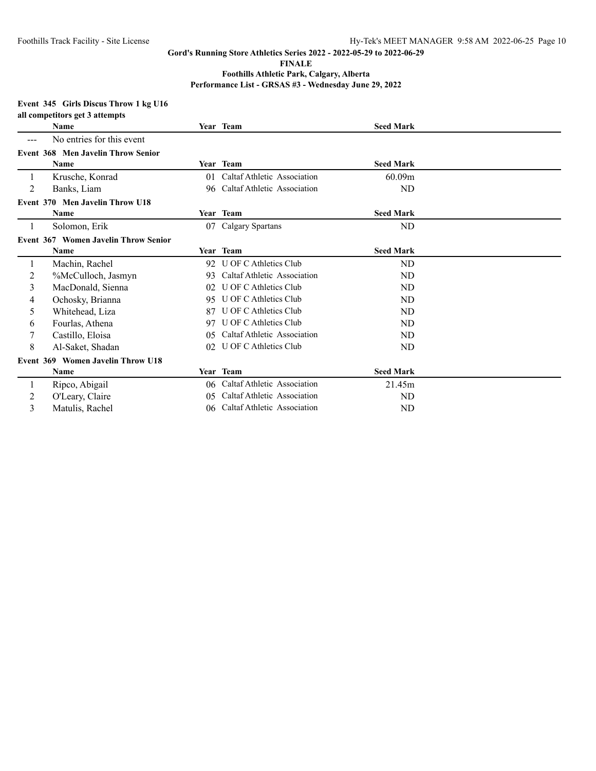Gord's Running Store Athletics Series 2022 - 2022-05-29 to 2022-06-29

**FINALE**

**Foothills Athletic Park, Calgary, Alberta**

**Performance List - GRSAS #3 - Wednesday June 29, 2022**

**Event 345 Girls Discus Throw 1 kg U16**

**all competitors get 3 attempts**

| | Name | Year | Team | Seed Mark |
|---|---|---|---|---|
| --- | No entries for this event | | | |

**Event 368 Men Javelin Throw Senior**

| | Name | Year | Team | Seed Mark |
|---|---|---|---|---|
| 1 | Krusche, Konrad | 01 | Caltaf Athletic Association | 60.09m |
| 2 | Banks, Liam | 96 | Caltaf Athletic Association | ND |

**Event 370 Men Javelin Throw U18**

| | Name | Year | Team | Seed Mark |
|---|---|---|---|---|
| 1 | Solomon, Erik | 07 | Calgary Spartans | ND |

**Event 367 Women Javelin Throw Senior**

| | Name | Year | Team | Seed Mark |
|---|---|---|---|---|
| 1 | Machin, Rachel | 92 | U OF C Athletics Club | ND |
| 2 | %McCulloch, Jasmyn | 93 | Caltaf Athletic Association | ND |
| 3 | MacDonald, Sienna | 02 | U OF C Athletics Club | ND |
| 4 | Ochosky, Brianna | 95 | U OF C Athletics Club | ND |
| 5 | Whitehead, Liza | 87 | U OF C Athletics Club | ND |
| 6 | Fourlas, Athena | 97 | U OF C Athletics Club | ND |
| 7 | Castillo, Eloisa | 05 | Caltaf Athletic Association | ND |
| 8 | Al-Saket, Shadan | 02 | U OF C Athletics Club | ND |

**Event 369 Women Javelin Throw U18**

| | Name | Year | Team | Seed Mark |
|---|---|---|---|---|
| 1 | Ripco, Abigail | 06 | Caltaf Athletic Association | 21.45m |
| 2 | O'Leary, Claire | 05 | Caltaf Athletic Association | ND |
| 3 | Matulis, Rachel | 06 | Caltaf Athletic Association | ND |